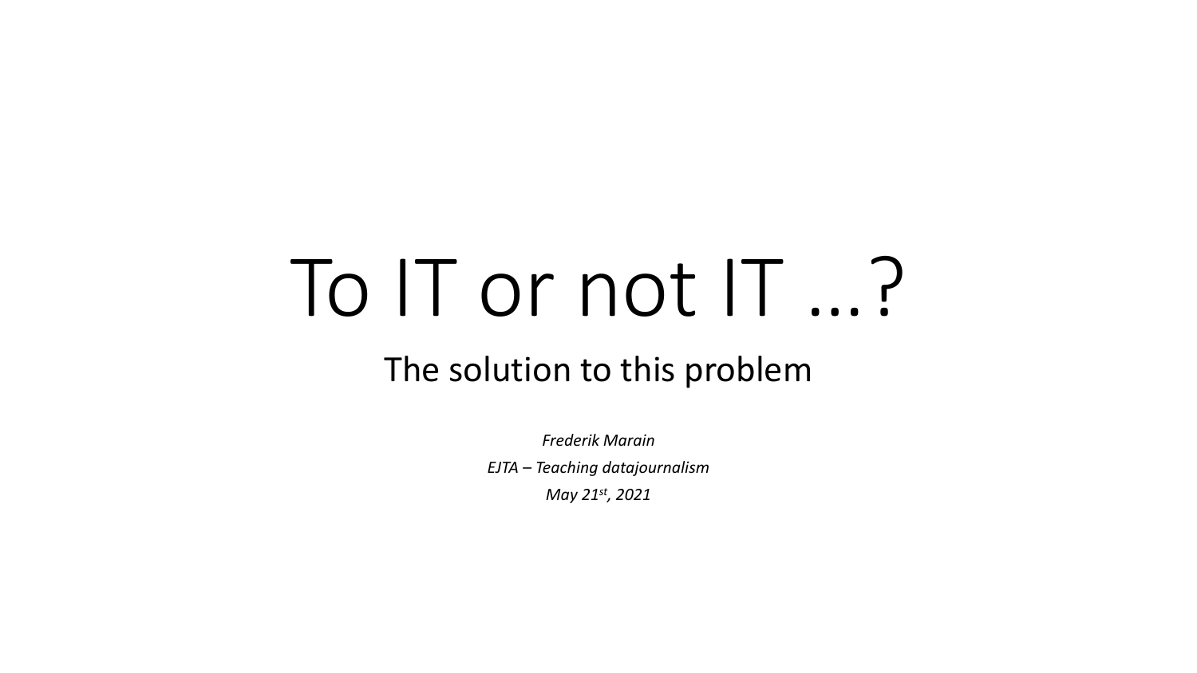# To IT or not IT …?

## The solution to this problem

*Frederik Marain*

*EJTA – Teaching datajournalism*

*May 21st, 2021*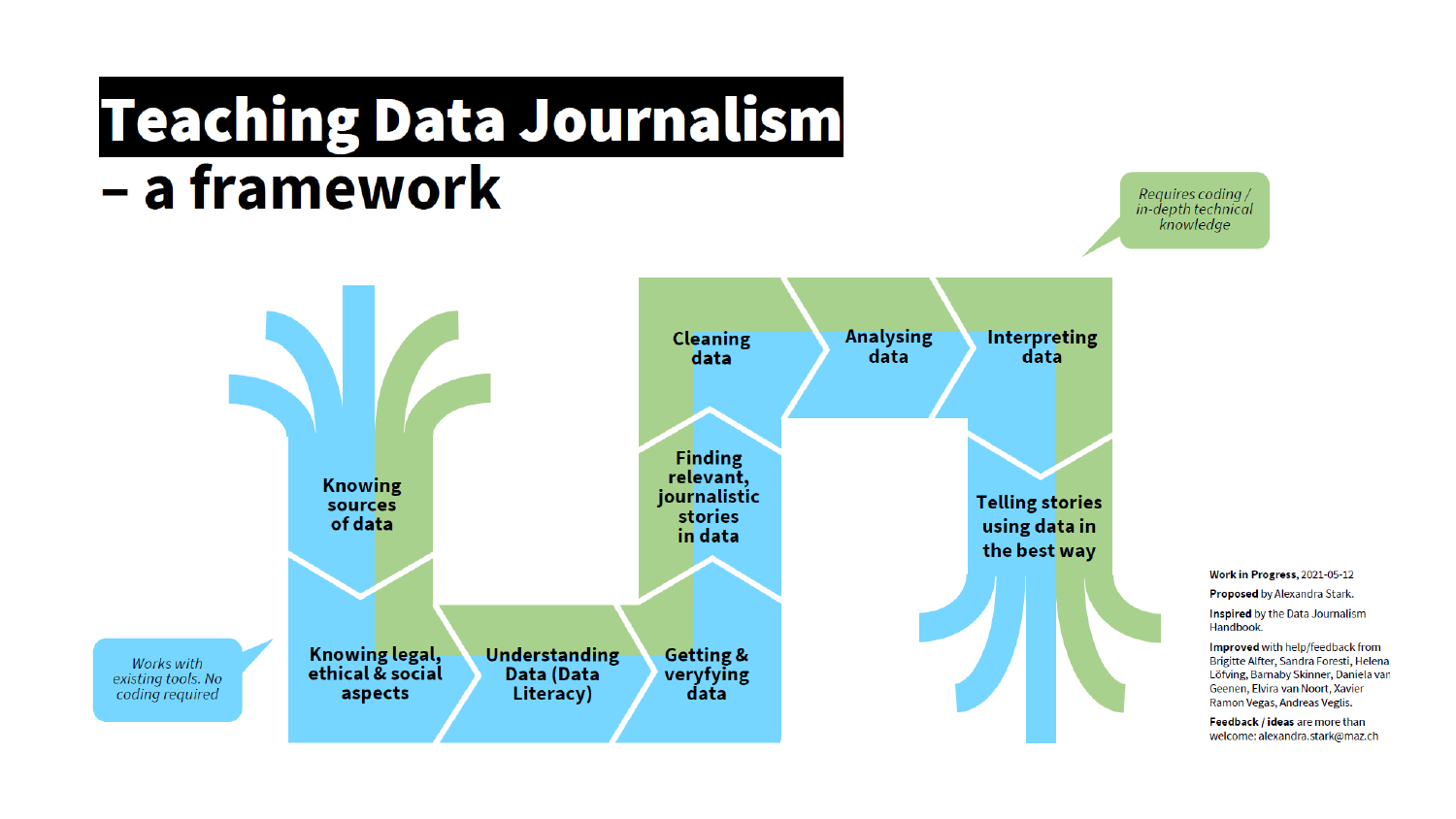# Teaching Data Journalism – a framework

*Requires coding / in-depth technical knowledge*

- Knowing sources of data
- Knowing legal, ethical & social aspects
- Understanding Data (Data Literacy)
- Getting & veryfying data
- Finding relevant, journalistic stories in data
- Cleaning data
- Analysing data
- Interpreting data
- Telling stories using data in the best way

*Works with existing tools. No coding required*

**Work in Progress**, 2021-05-12

**Proposed** by Alexandra Stark.

**Inspired** by the Data Journalism Handbook.

**Improved** with help/feedback from Brigitte Alfter, Sandra Foresti, Helena Löfving, Barnaby Skinner, Daniela van Geenen, Elvira van Noort, Xavier Ramon Vegas, Andreas Veglis.

**Feedback / ideas** are more than welcome: alexandra.stark@maz.ch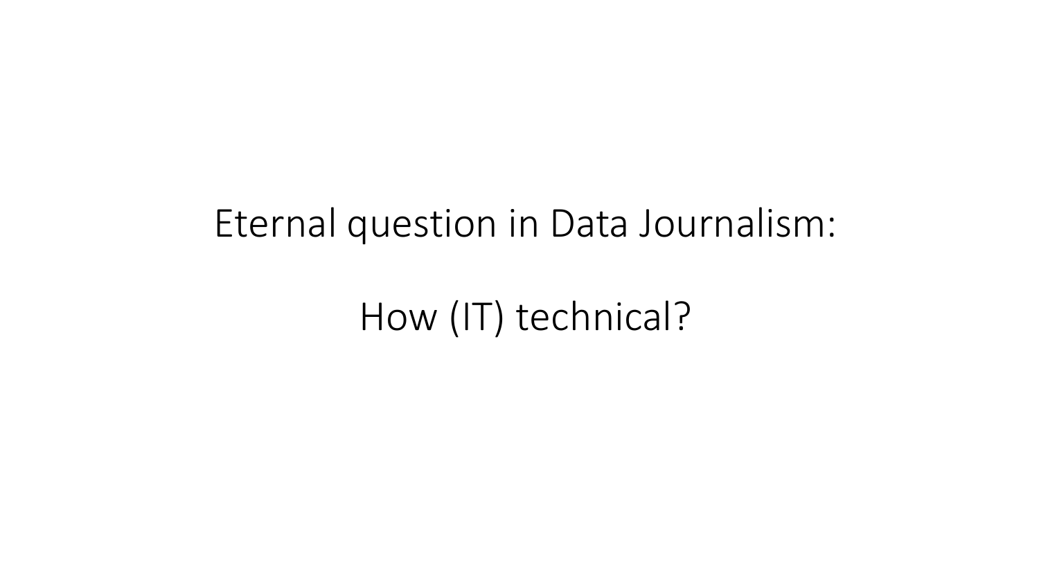Eternal question in Data Journalism:

How (IT) technical?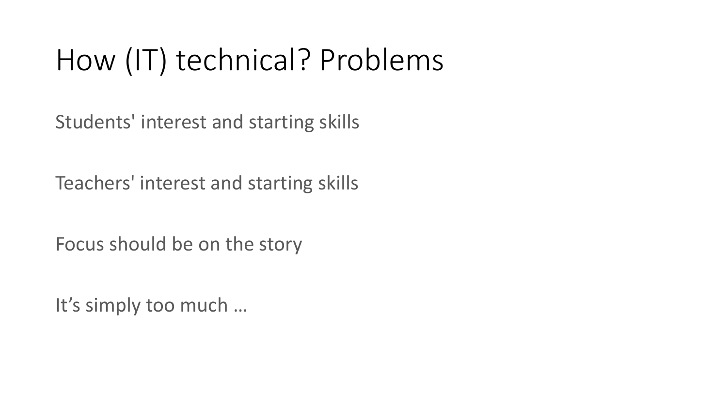# How (IT) technical? Problems

Students' interest and starting skills

Teachers' interest and starting skills

Focus should be on the story

It’s simply too much …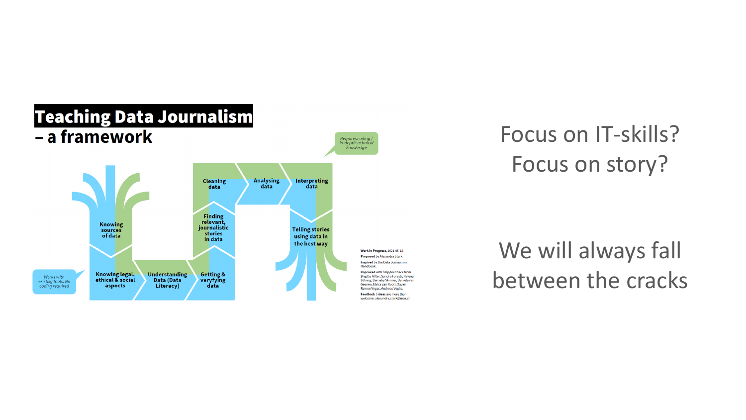# Teaching Data Journalism – a framework

*Requires coding / in-depth technical knowledge*

Knowing sources of data

Knowing legal, ethical & social aspects

Understanding Data (Data Literacy)

Getting & veryfying data

Finding relevant, journalistic stories in data

Cleaning data

Analysing data

Interpreting data

Telling stories using data in the best way

*Works with existing tools. No coding required*

**Work in Progress**, 2021-05-12

**Proposed** by Alexandra Stark.

**Inspired** by the Data Journalism Handbook.

**Improved** with help/feedback from Brigitte Alfter, Sandra Foresti, Helena Lövling, Barnaby Skinner, Daniela van Geenen, Elvira van Noort, Xavier Ramon Vegas, Andreas Veglis.

**Feedback / ideas** are more than welcome: alexandra.stark@maz.ch

Focus on IT-skills?
Focus on story?

We will always fall between the cracks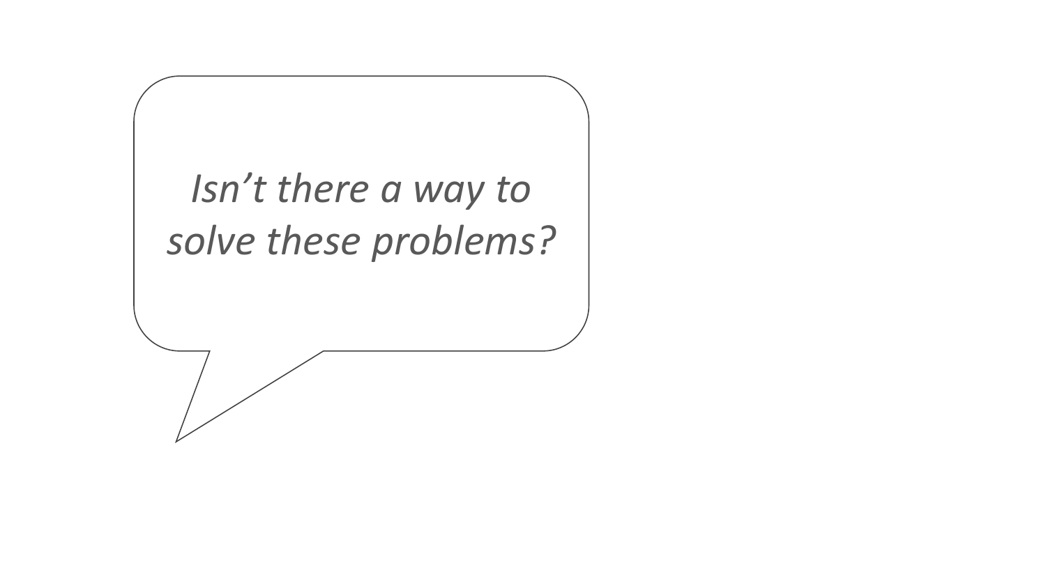*Isn't there a way to solve these problems?*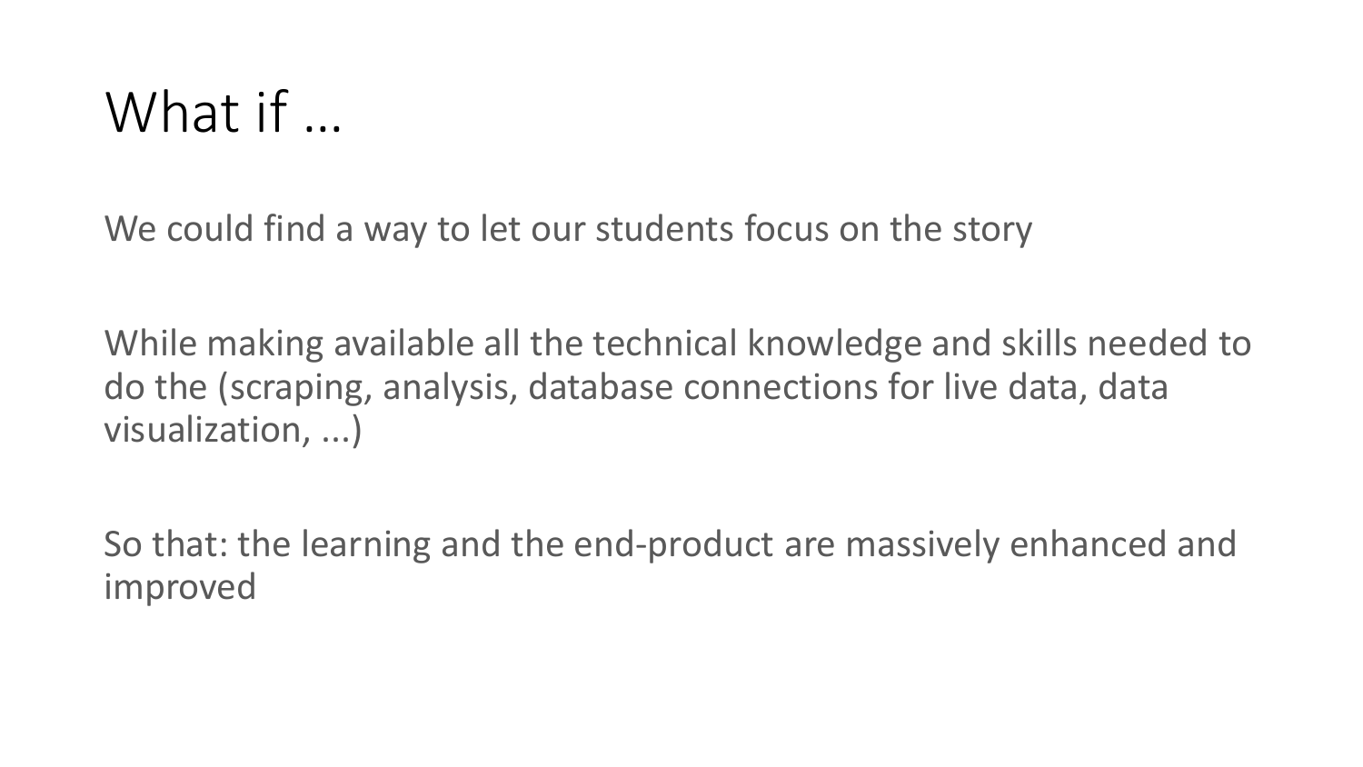# What if …

We could find a way to let our students focus on the story

While making available all the technical knowledge and skills needed to do the (scraping, analysis, database connections for live data, data visualization, ...)

So that: the learning and the end-product are massively enhanced and improved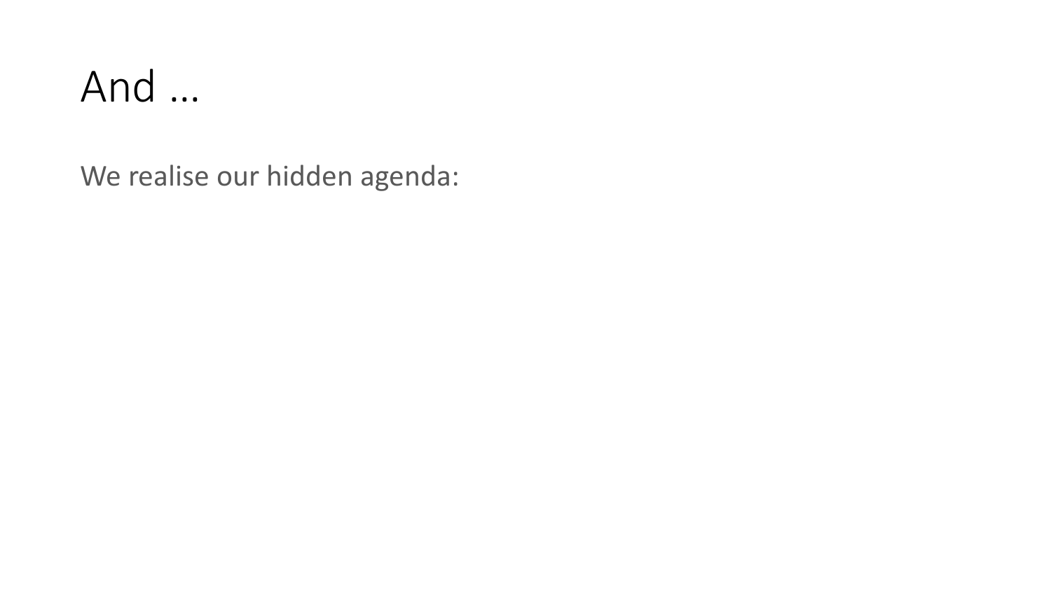# And …

We realise our hidden agenda: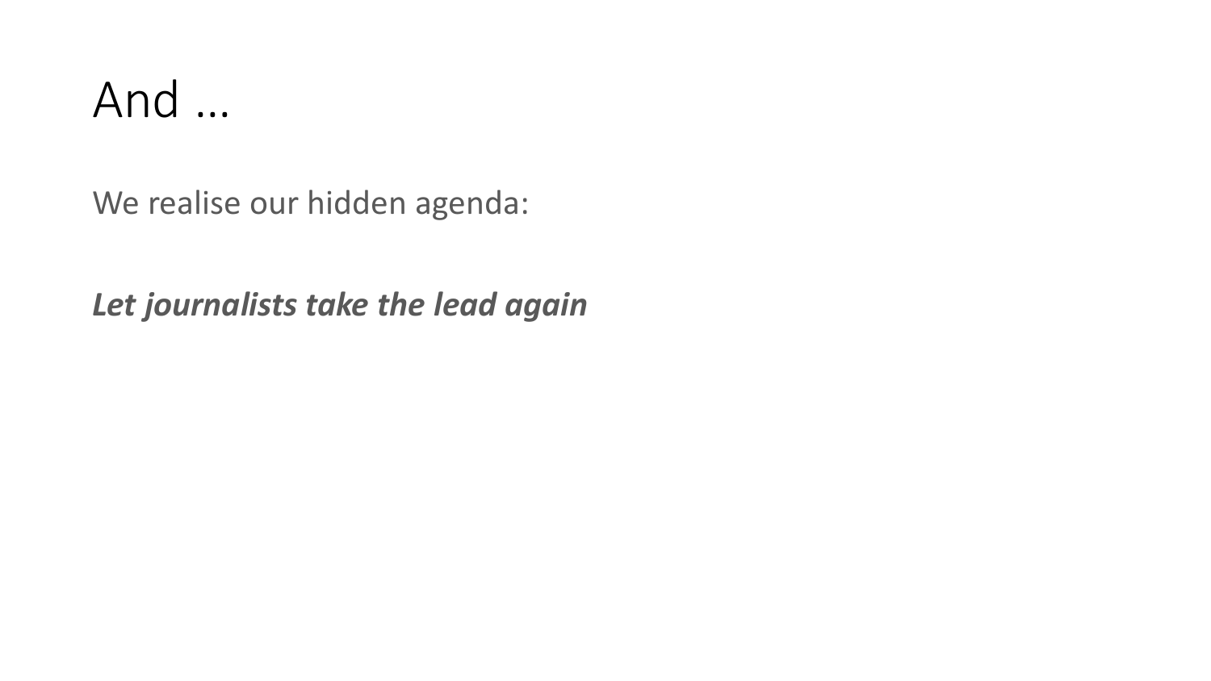# And …

We realise our hidden agenda:

***Let journalists take the lead again***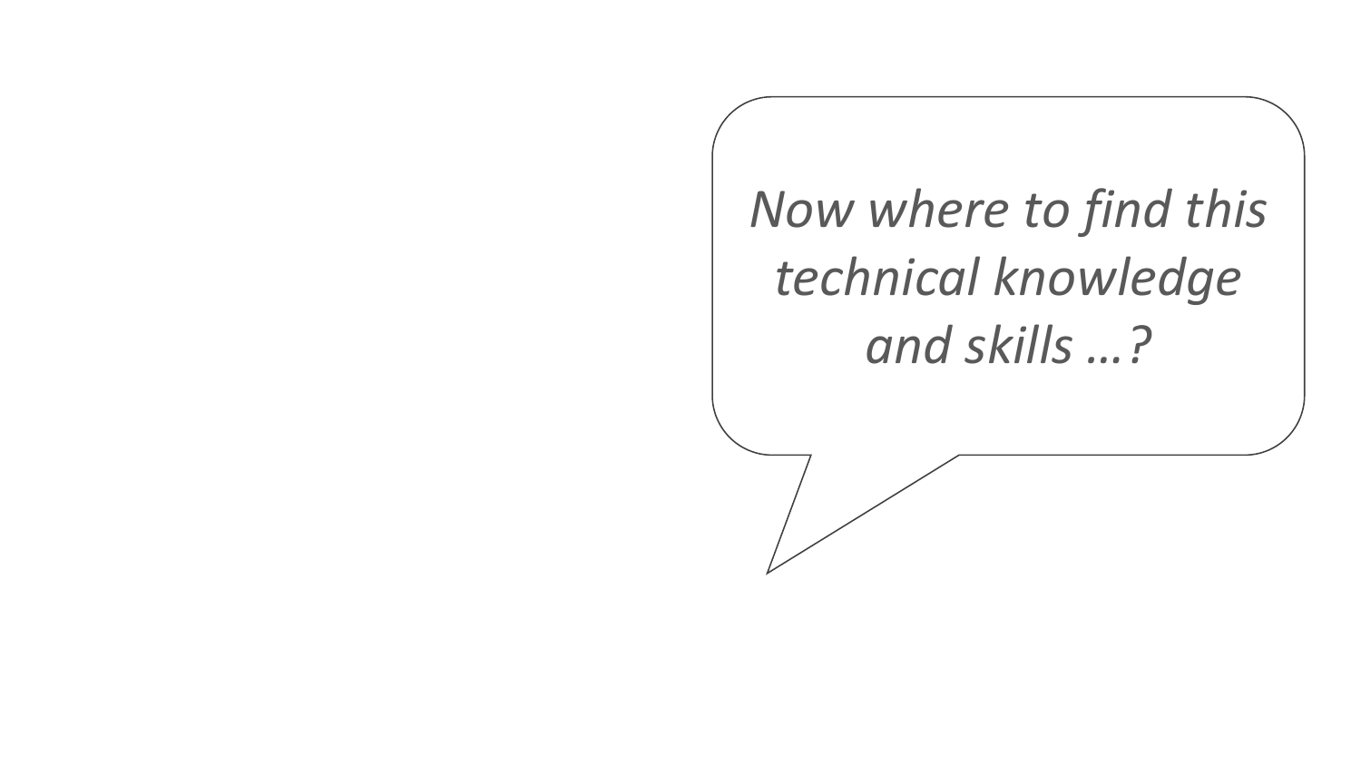*Now where to find this technical knowledge and skills …?*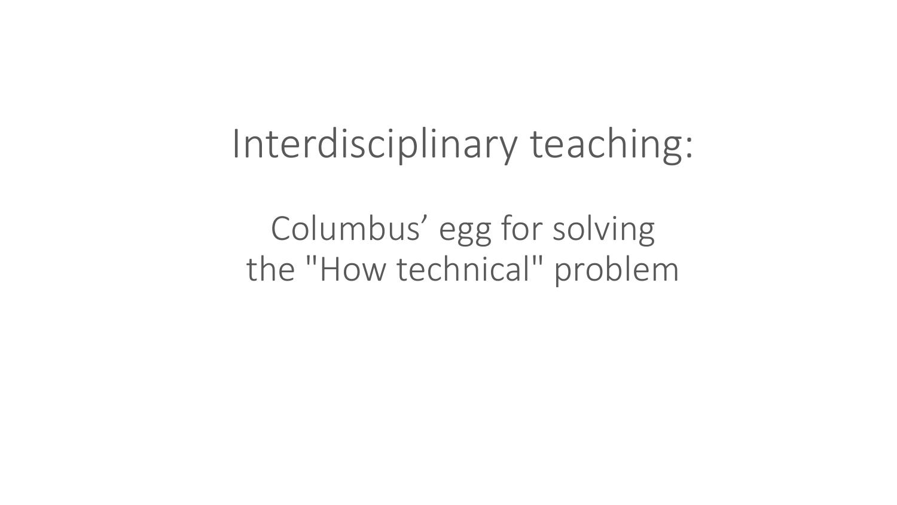# Interdisciplinary teaching:

## Columbus’ egg for solving the "How technical" problem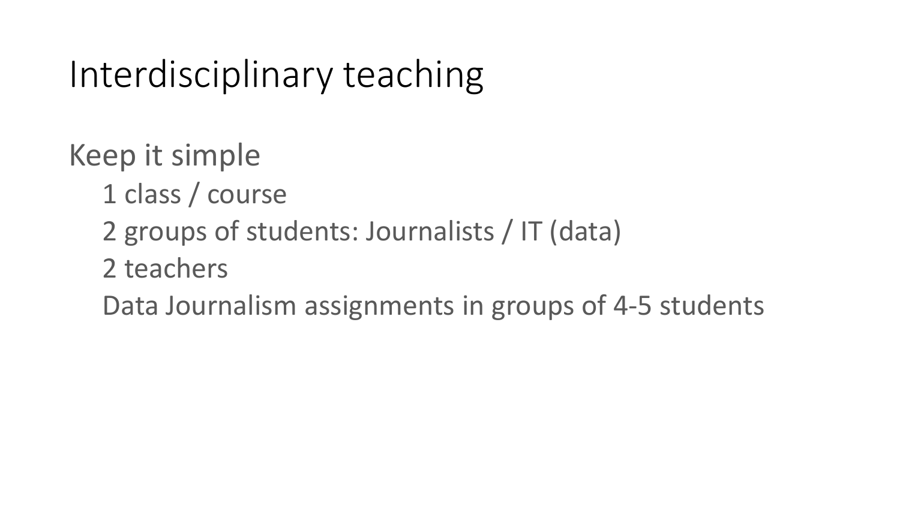# Interdisciplinary teaching

Keep it simple

- 1 class / course
- 2 groups of students: Journalists / IT (data)
- 2 teachers
- Data Journalism assignments in groups of 4-5 students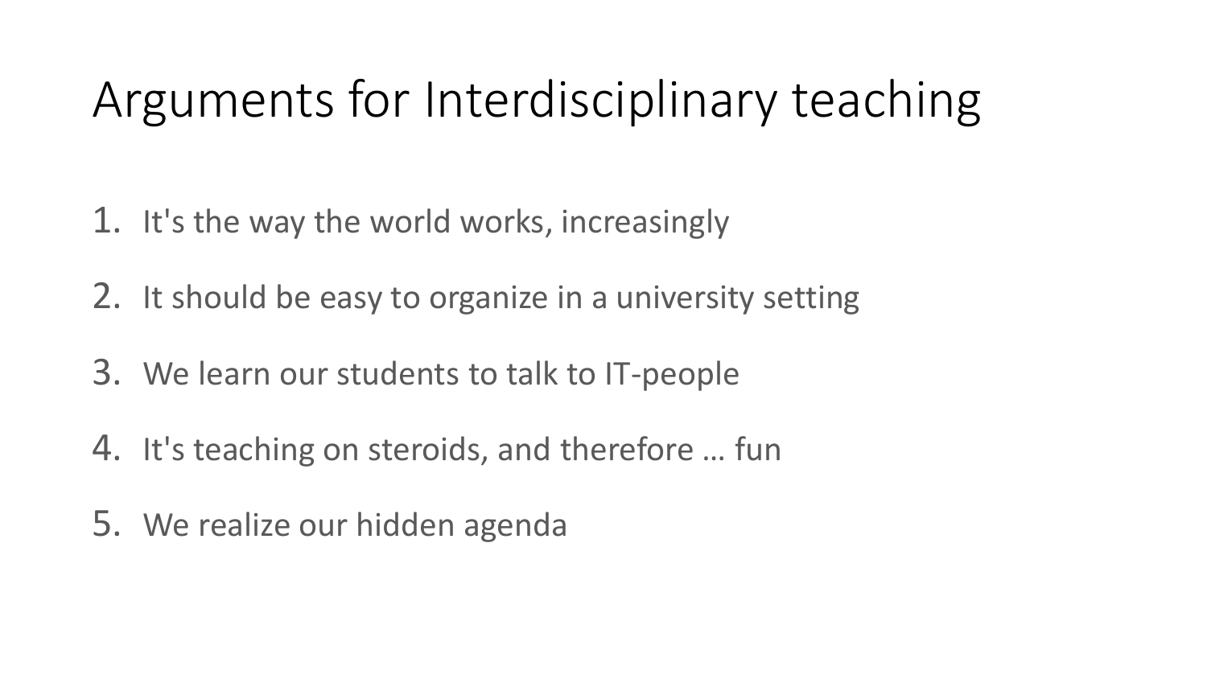# Arguments for Interdisciplinary teaching

1. It's the way the world works, increasingly
2. It should be easy to organize in a university setting
3. We learn our students to talk to IT-people
4. It's teaching on steroids, and therefore … fun
5. We realize our hidden agenda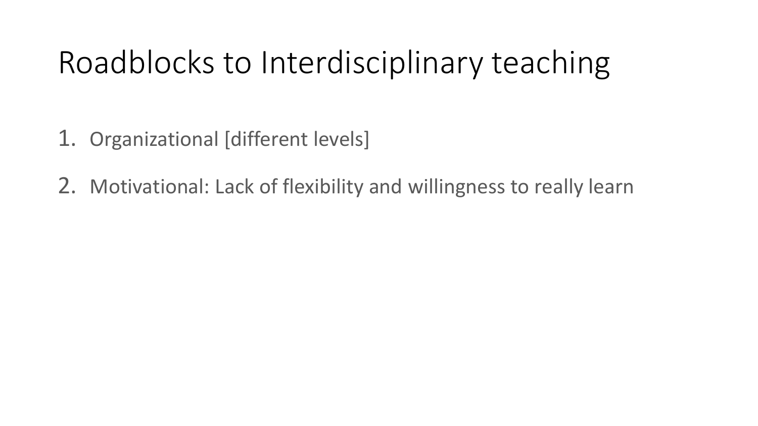# Roadblocks to Interdisciplinary teaching

1. Organizational [different levels]
2. Motivational: Lack of flexibility and willingness to really learn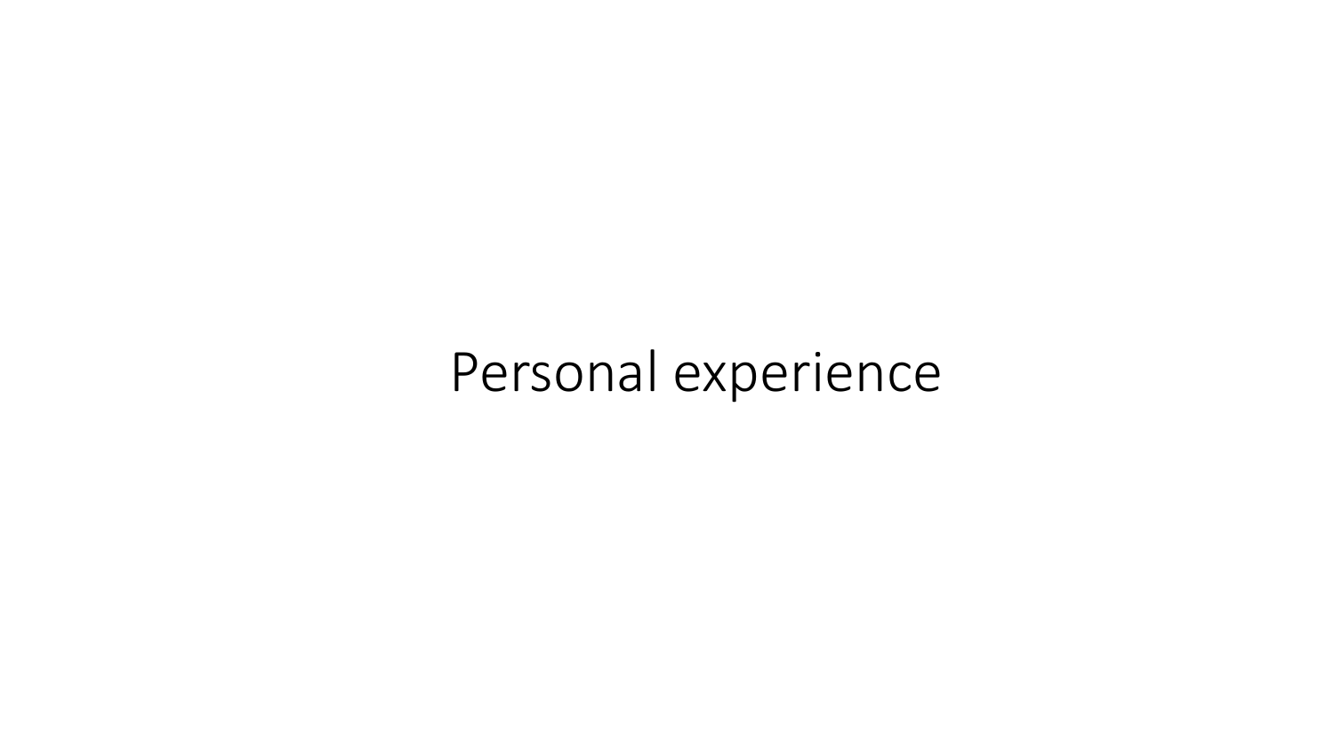# Personal experience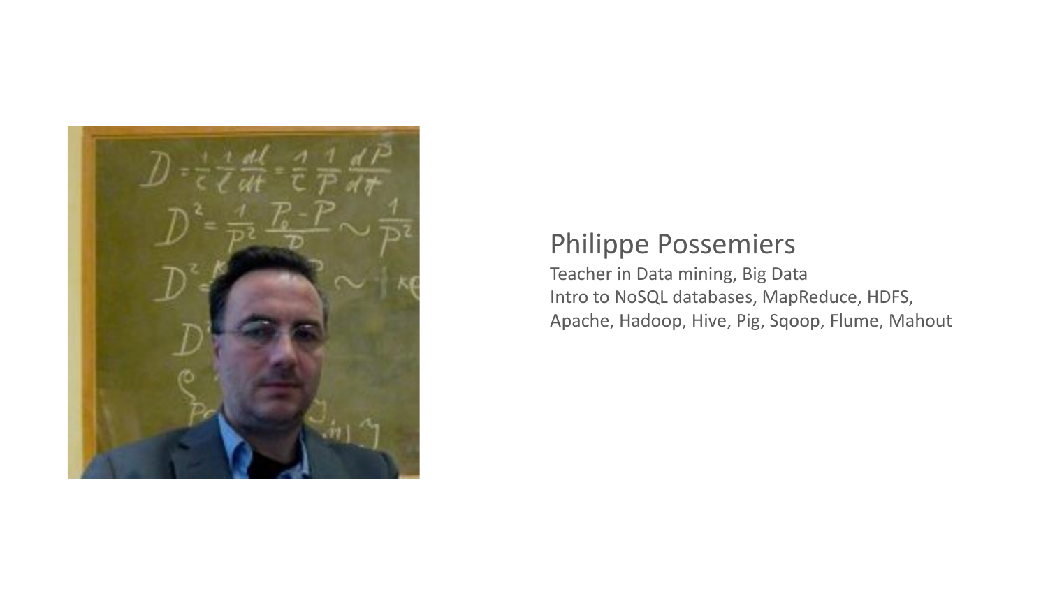Philippe Possemiers

Teacher in Data mining, Big Data

Intro to NoSQL databases, MapReduce, HDFS, Apache, Hadoop, Hive, Pig, Sqoop, Flume, Mahout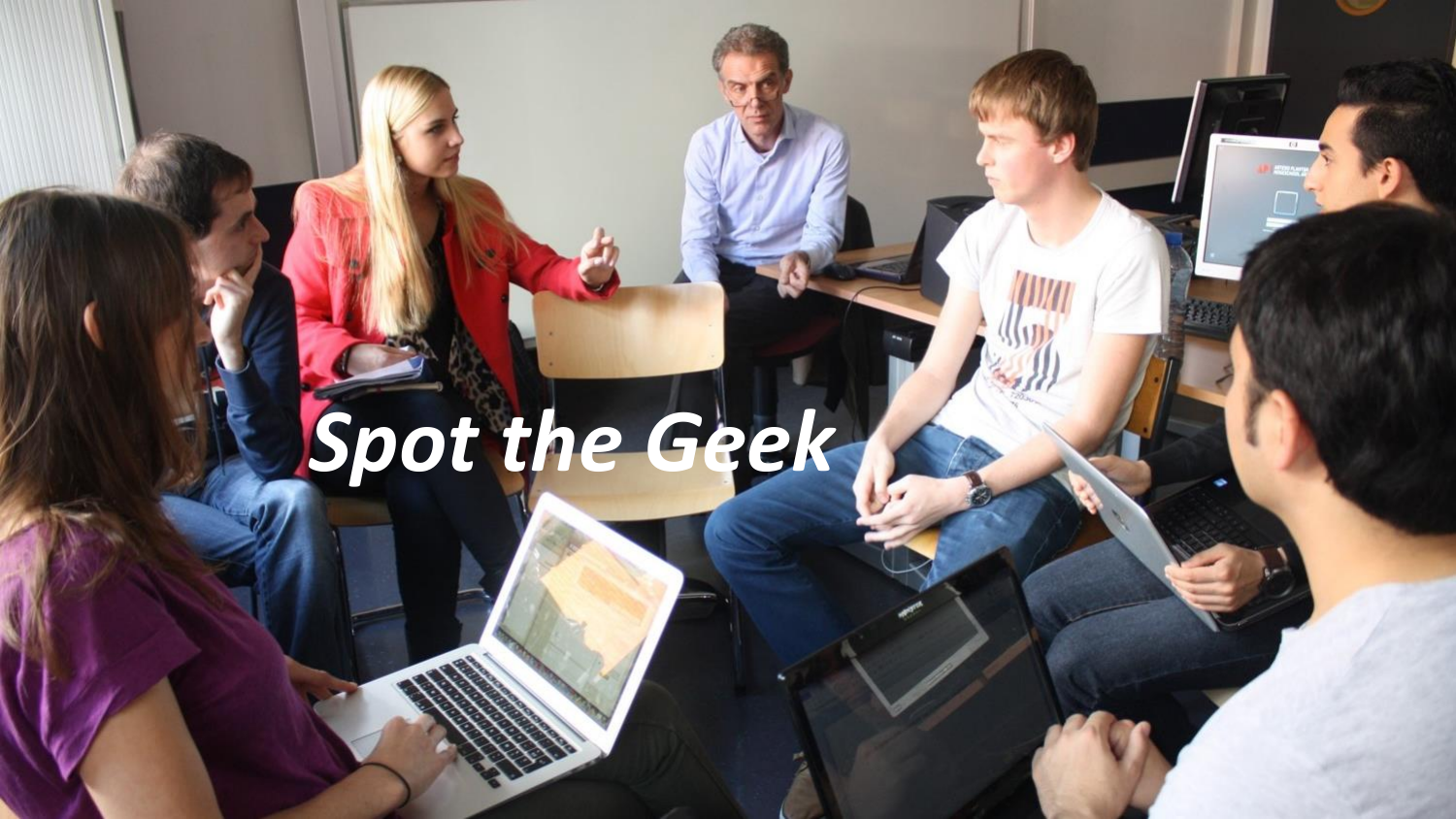***Spot the Geek***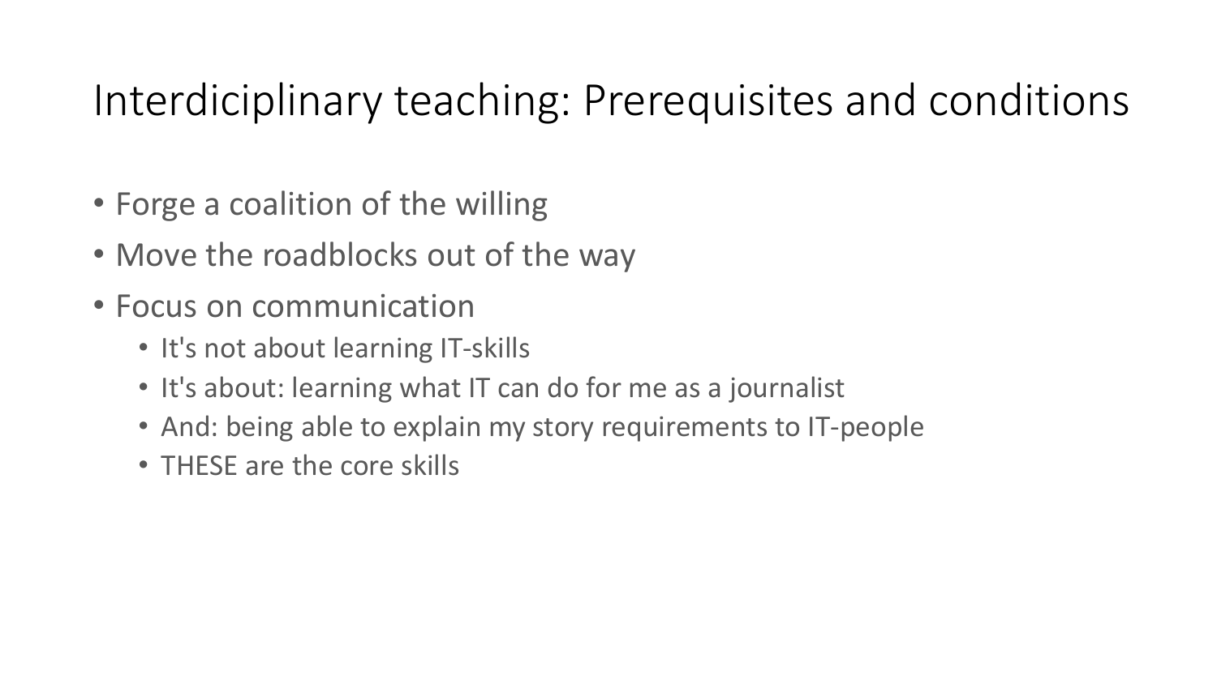# Interdiciplinary teaching: Prerequisites and conditions

- Forge a coalition of the willing
- Move the roadblocks out of the way
- Focus on communication
  - It's not about learning IT-skills
  - It's about: learning what IT can do for me as a journalist
  - And: being able to explain my story requirements to IT-people
  - THESE are the core skills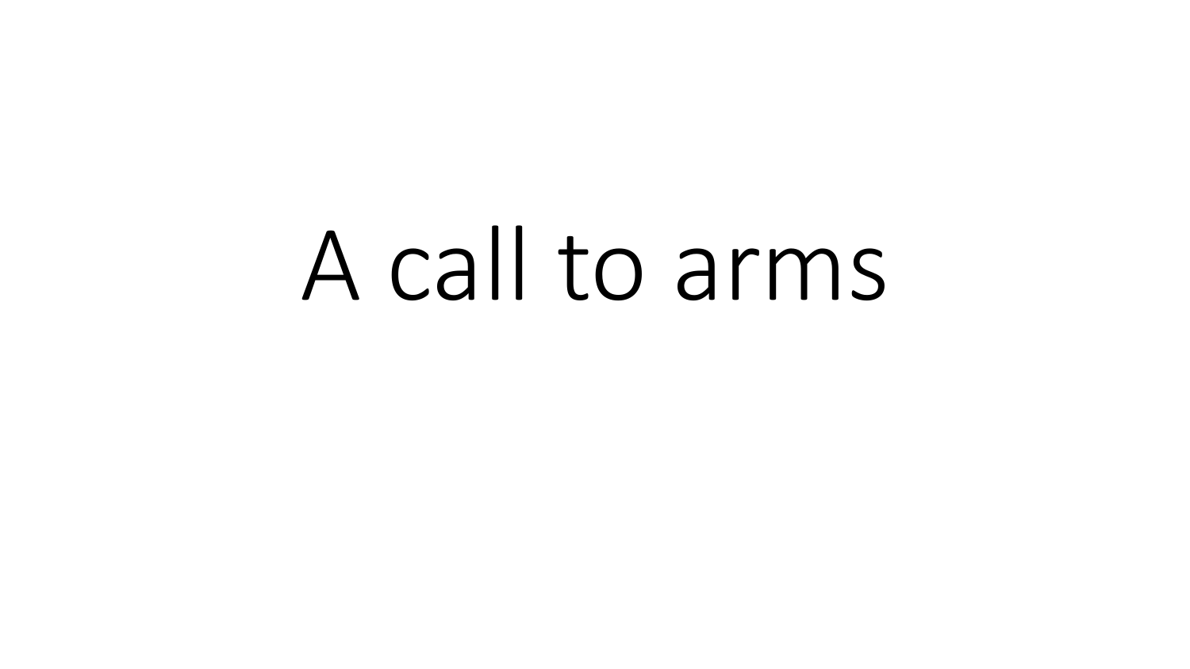# A call to arms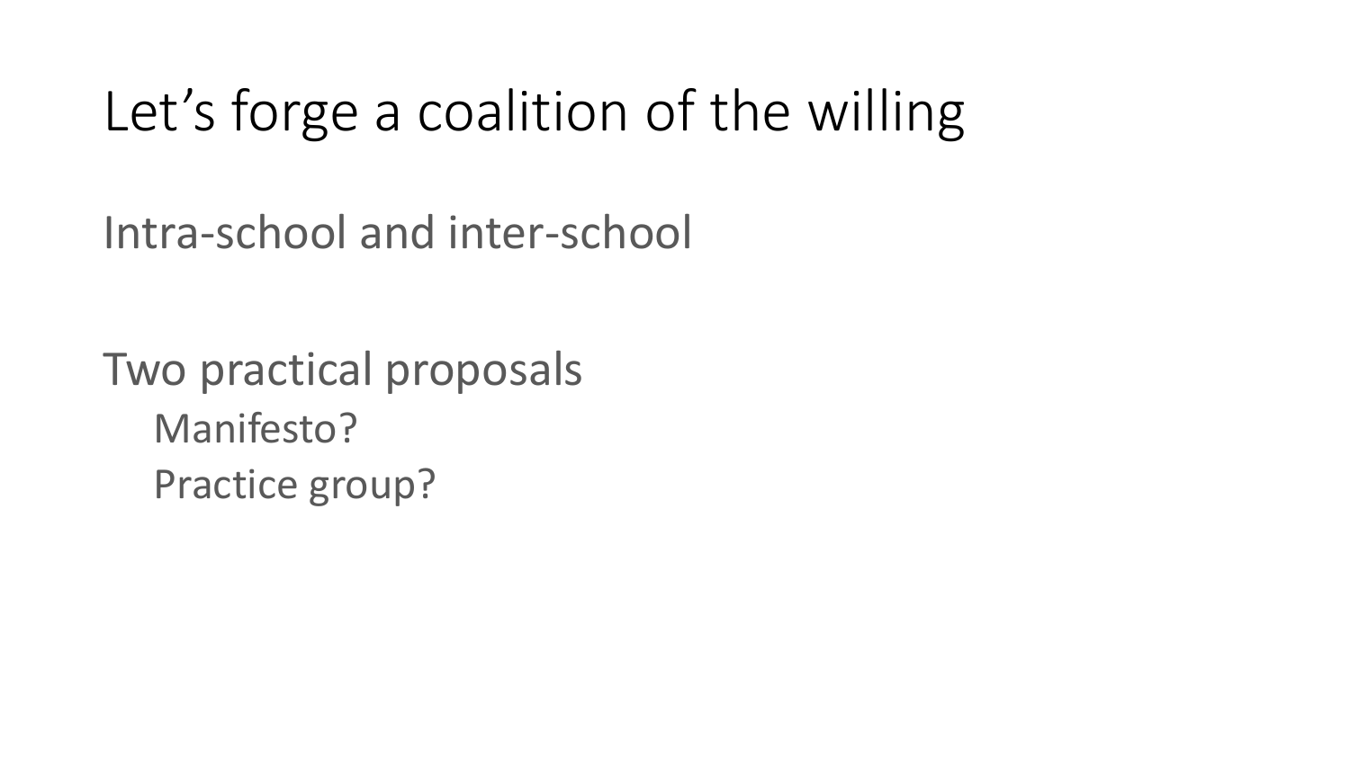# Let’s forge a coalition of the willing

Intra-school and inter-school

Two practical proposals

- Manifesto?
- Practice group?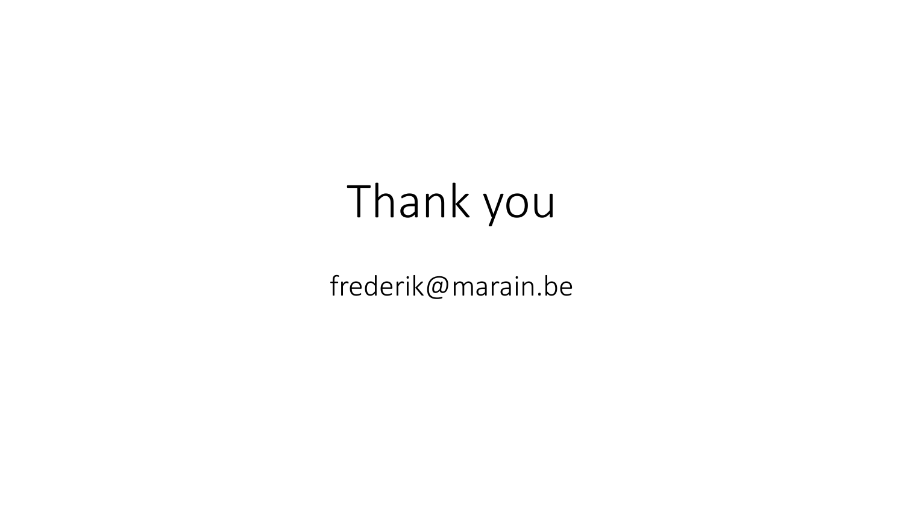# Thank you

frederik@marain.be